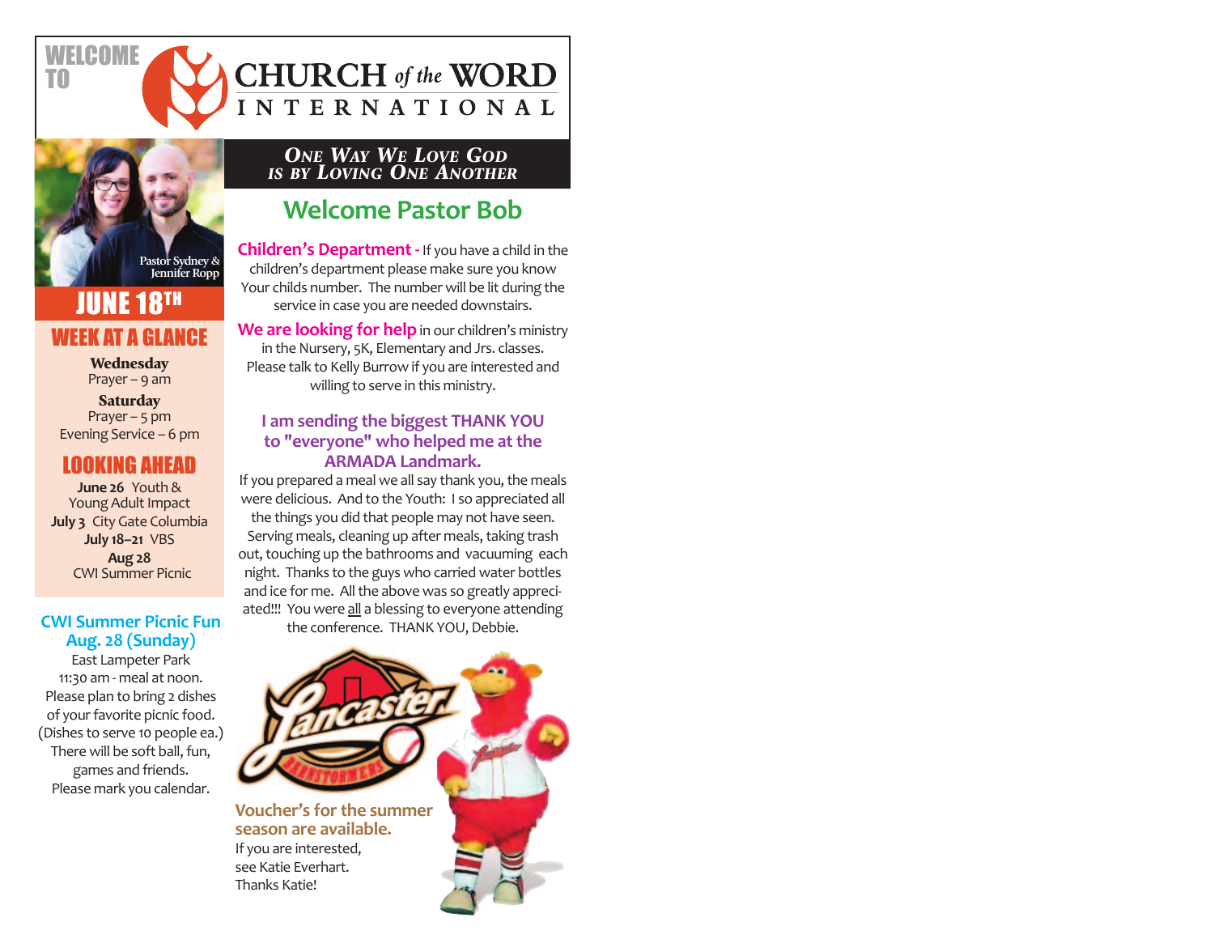WELCOME TO

# CHURCH *of the* WORD INTERNATIONAL

Pastor Sydney & Jennifer Ropp

## JUNE 18TH

### WEEK AT A GLANCE

**Wednesday**
Prayer – 9 am

**Saturday**
Prayer – 5 pm
Evening Service – 6 pm

### LOOKING AHEAD

**June 26** Youth & Young Adult Impact
**July 3** City Gate Columbia
**July 18–21** VBS
**Aug 28**
CWI Summer Picnic

### CWI Summer Picnic Fun Aug. 28 (Sunday)

East Lampeter Park
11:30 am - meal at noon.
Please plan to bring 2 dishes of your favorite picnic food.
(Dishes to serve 10 people ea.)
There will be soft ball, fun, games and friends.
Please mark you calendar.

*One Way We Love God is by Loving One Another*

## Welcome Pastor Bob

**Children's Department -** If you have a child in the children's department please make sure you know Your childs number. The number will be lit during the service in case you are needed downstairs.

**We are looking for help** in our children's ministry in the Nursery, 5K, Elementary and Jrs. classes. Please talk to Kelly Burrow if you are interested and willing to serve in this ministry.

### I am sending the biggest THANK YOU to "everyone" who helped me at the ARMADA Landmark.

If you prepared a meal we all say thank you, the meals were delicious. And to the Youth: I so appreciated all the things you did that people may not have seen. Serving meals, cleaning up after meals, taking trash out, touching up the bathrooms and vacuuming each night. Thanks to the guys who carried water bottles and ice for me. All the above was so greatly appreciated!!! You were all a blessing to everyone attending the conference. THANK YOU, Debbie.

**Voucher's for the summer season are available.**
If you are interested, see Katie Everhart.
Thanks Katie!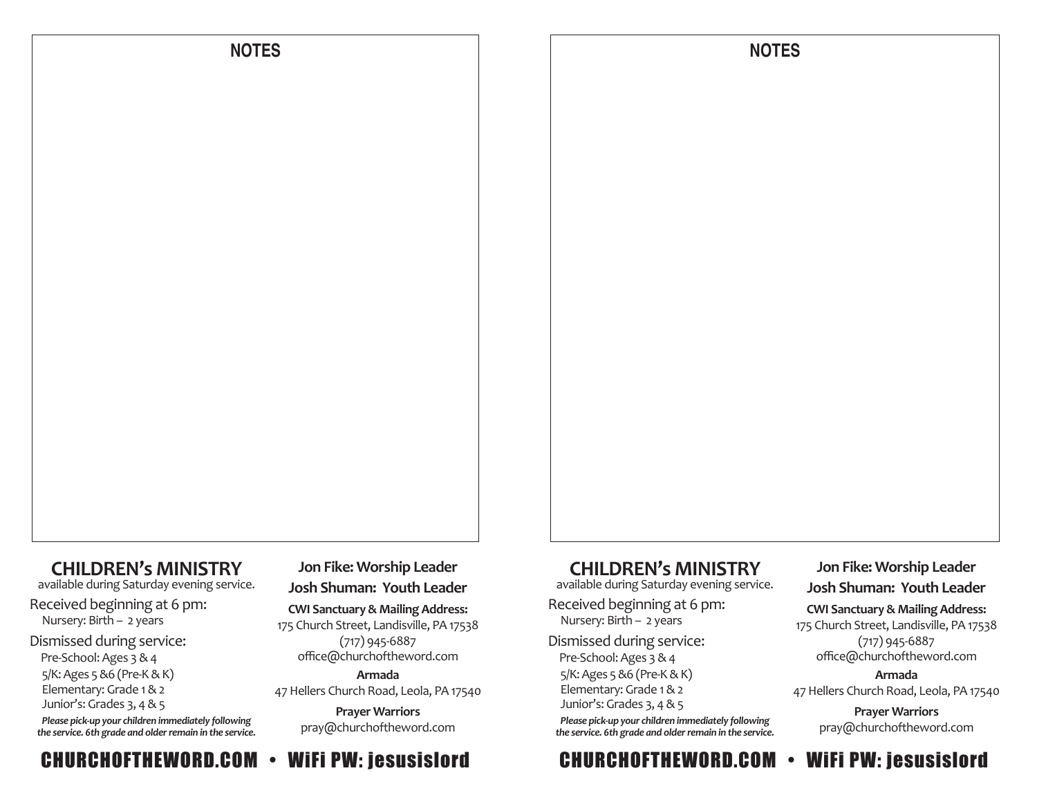## NOTES

## CHILDREN's MINISTRY

available during Saturday evening service.

Received beginning at 6 pm:

Nursery: Birth – 2 years

Dismissed during service:

Pre-School: Ages 3 & 4

5/K: Ages 5 &6 (Pre-K & K)

Elementary: Grade 1 & 2

Junior's: Grades 3, 4 & 5

***Please pick-up your children immediately following the service. 6th grade and older remain in the service.***

**Jon Fike: Worship Leader**

**Josh Shuman: Youth Leader**

**CWI Sanctuary & Mailing Address:**

175 Church Street, Landisville, PA 17538

(717) 945-6887

office@churchoftheword.com

**Armada**

47 Hellers Church Road, Leola, PA 17540

**Prayer Warriors**

pray@churchoftheword.com

**CHURCHOFTHEWORD.COM • WiFi PW: jesusislord**

## NOTES

## CHILDREN's MINISTRY

available during Saturday evening service.

Received beginning at 6 pm:

Nursery: Birth – 2 years

Dismissed during service:

Pre-School: Ages 3 & 4

5/K: Ages 5 &6 (Pre-K & K)

Elementary: Grade 1 & 2

Junior's: Grades 3, 4 & 5

***Please pick-up your children immediately following the service. 6th grade and older remain in the service.***

**Jon Fike: Worship Leader**

**Josh Shuman: Youth Leader**

**CWI Sanctuary & Mailing Address:**

175 Church Street, Landisville, PA 17538

(717) 945-6887

office@churchoftheword.com

**Armada**

47 Hellers Church Road, Leola, PA 17540

**Prayer Warriors**

pray@churchoftheword.com

**CHURCHOFTHEWORD.COM • WiFi PW: jesusislord**